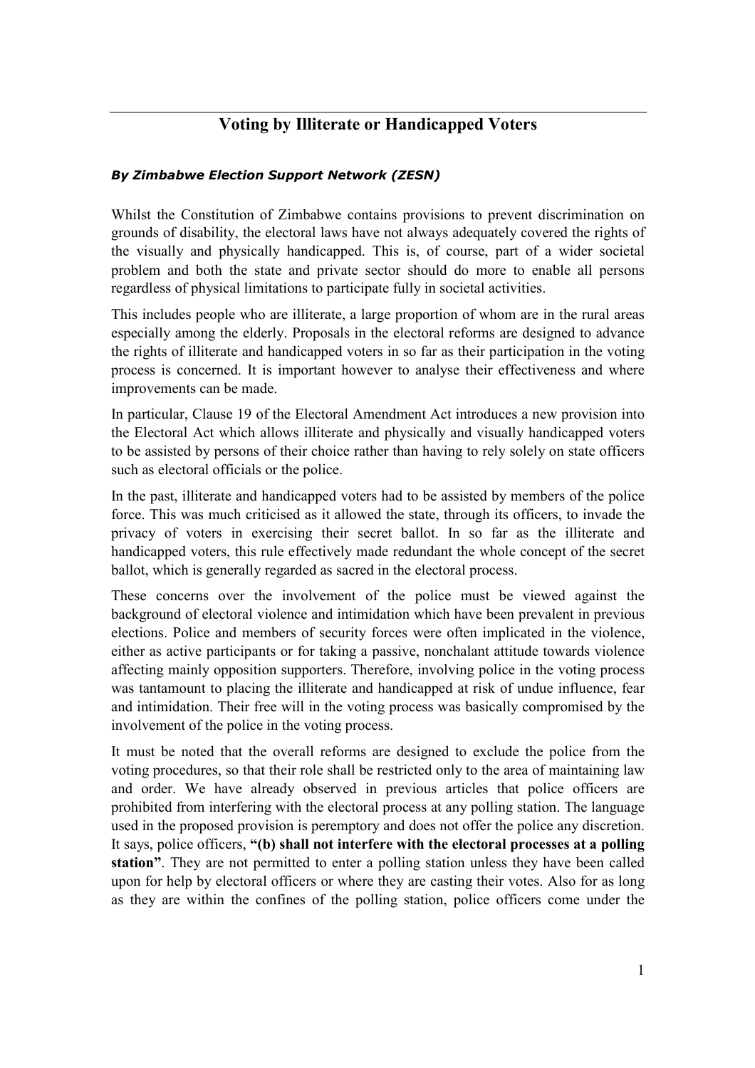# Voting by Illiterate or Handicapped Voters

***By Zimbabwe Election Support Network (ZESN)***

Whilst the Constitution of Zimbabwe contains provisions to prevent discrimination on grounds of disability, the electoral laws have not always adequately covered the rights of the visually and physically handicapped. This is, of course, part of a wider societal problem and both the state and private sector should do more to enable all persons regardless of physical limitations to participate fully in societal activities.

This includes people who are illiterate, a large proportion of whom are in the rural areas especially among the elderly. Proposals in the electoral reforms are designed to advance the rights of illiterate and handicapped voters in so far as their participation in the voting process is concerned. It is important however to analyse their effectiveness and where improvements can be made.

In particular, Clause 19 of the Electoral Amendment Act introduces a new provision into the Electoral Act which allows illiterate and physically and visually handicapped voters to be assisted by persons of their choice rather than having to rely solely on state officers such as electoral officials or the police.

In the past, illiterate and handicapped voters had to be assisted by members of the police force. This was much criticised as it allowed the state, through its officers, to invade the privacy of voters in exercising their secret ballot. In so far as the illiterate and handicapped voters, this rule effectively made redundant the whole concept of the secret ballot, which is generally regarded as sacred in the electoral process.

These concerns over the involvement of the police must be viewed against the background of electoral violence and intimidation which have been prevalent in previous elections. Police and members of security forces were often implicated in the violence, either as active participants or for taking a passive, nonchalant attitude towards violence affecting mainly opposition supporters. Therefore, involving police in the voting process was tantamount to placing the illiterate and handicapped at risk of undue influence, fear and intimidation. Their free will in the voting process was basically compromised by the involvement of the police in the voting process.

It must be noted that the overall reforms are designed to exclude the police from the voting procedures, so that their role shall be restricted only to the area of maintaining law and order. We have already observed in previous articles that police officers are prohibited from interfering with the electoral process at any polling station. The language used in the proposed provision is peremptory and does not offer the police any discretion. It says, police officers, **"(b) shall not interfere with the electoral processes at a polling station"**. They are not permitted to enter a polling station unless they have been called upon for help by electoral officers or where they are casting their votes. Also for as long as they are within the confines of the polling station, police officers come under the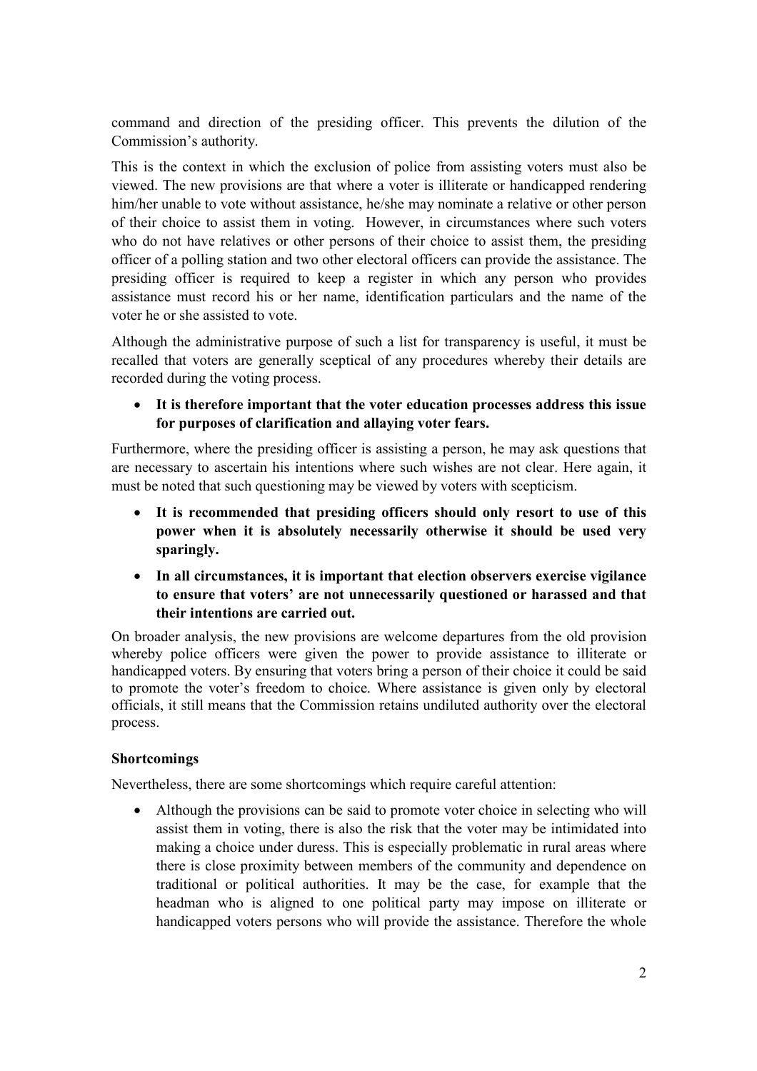command and direction of the presiding officer. This prevents the dilution of the Commission's authority.

This is the context in which the exclusion of police from assisting voters must also be viewed. The new provisions are that where a voter is illiterate or handicapped rendering him/her unable to vote without assistance, he/she may nominate a relative or other person of their choice to assist them in voting. However, in circumstances where such voters who do not have relatives or other persons of their choice to assist them, the presiding officer of a polling station and two other electoral officers can provide the assistance. The presiding officer is required to keep a register in which any person who provides assistance must record his or her name, identification particulars and the name of the voter he or she assisted to vote.

Although the administrative purpose of such a list for transparency is useful, it must be recalled that voters are generally sceptical of any procedures whereby their details are recorded during the voting process.

- **It is therefore important that the voter education processes address this issue for purposes of clarification and allaying voter fears.**

Furthermore, where the presiding officer is assisting a person, he may ask questions that are necessary to ascertain his intentions where such wishes are not clear. Here again, it must be noted that such questioning may be viewed by voters with scepticism.

- **It is recommended that presiding officers should only resort to use of this power when it is absolutely necessarily otherwise it should be used very sparingly.**
- **In all circumstances, it is important that election observers exercise vigilance to ensure that voters' are not unnecessarily questioned or harassed and that their intentions are carried out.**

On broader analysis, the new provisions are welcome departures from the old provision whereby police officers were given the power to provide assistance to illiterate or handicapped voters. By ensuring that voters bring a person of their choice it could be said to promote the voter's freedom to choice. Where assistance is given only by electoral officials, it still means that the Commission retains undiluted authority over the electoral process.

**Shortcomings**

Nevertheless, there are some shortcomings which require careful attention:

- Although the provisions can be said to promote voter choice in selecting who will assist them in voting, there is also the risk that the voter may be intimidated into making a choice under duress. This is especially problematic in rural areas where there is close proximity between members of the community and dependence on traditional or political authorities. It may be the case, for example that the headman who is aligned to one political party may impose on illiterate or handicapped voters persons who will provide the assistance. Therefore the whole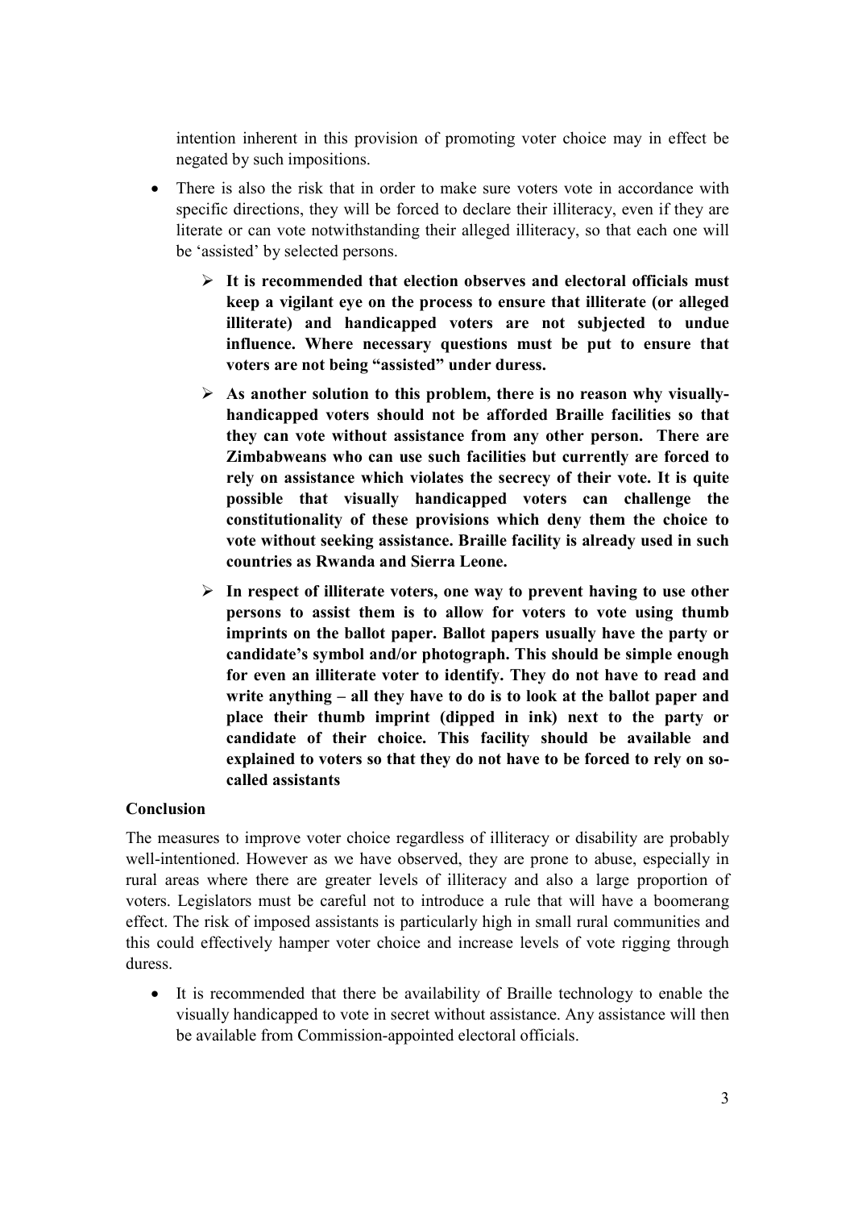intention inherent in this provision of promoting voter choice may in effect be negated by such impositions.

- There is also the risk that in order to make sure voters vote in accordance with specific directions, they will be forced to declare their illiteracy, even if they are literate or can vote notwithstanding their alleged illiteracy, so that each one will be 'assisted' by selected persons.

    - **It is recommended that election observes and electoral officials must keep a vigilant eye on the process to ensure that illiterate (or alleged illiterate) and handicapped voters are not subjected to undue influence. Where necessary questions must be put to ensure that voters are not being "assisted" under duress.**
    - **As another solution to this problem, there is no reason why visually-handicapped voters should not be afforded Braille facilities so that they can vote without assistance from any other person. There are Zimbabweans who can use such facilities but currently are forced to rely on assistance which violates the secrecy of their vote. It is quite possible that visually handicapped voters can challenge the constitutionality of these provisions which deny them the choice to vote without seeking assistance. Braille facility is already used in such countries as Rwanda and Sierra Leone.**
    - **In respect of illiterate voters, one way to prevent having to use other persons to assist them is to allow for voters to vote using thumb imprints on the ballot paper. Ballot papers usually have the party or candidate's symbol and/or photograph. This should be simple enough for even an illiterate voter to identify. They do not have to read and write anything – all they have to do is to look at the ballot paper and place their thumb imprint (dipped in ink) next to the party or candidate of their choice. This facility should be available and explained to voters so that they do not have to be forced to rely on so-called assistants**

**Conclusion**

The measures to improve voter choice regardless of illiteracy or disability are probably well-intentioned. However as we have observed, they are prone to abuse, especially in rural areas where there are greater levels of illiteracy and also a large proportion of voters. Legislators must be careful not to introduce a rule that will have a boomerang effect. The risk of imposed assistants is particularly high in small rural communities and this could effectively hamper voter choice and increase levels of vote rigging through duress.

- It is recommended that there be availability of Braille technology to enable the visually handicapped to vote in secret without assistance. Any assistance will then be available from Commission-appointed electoral officials.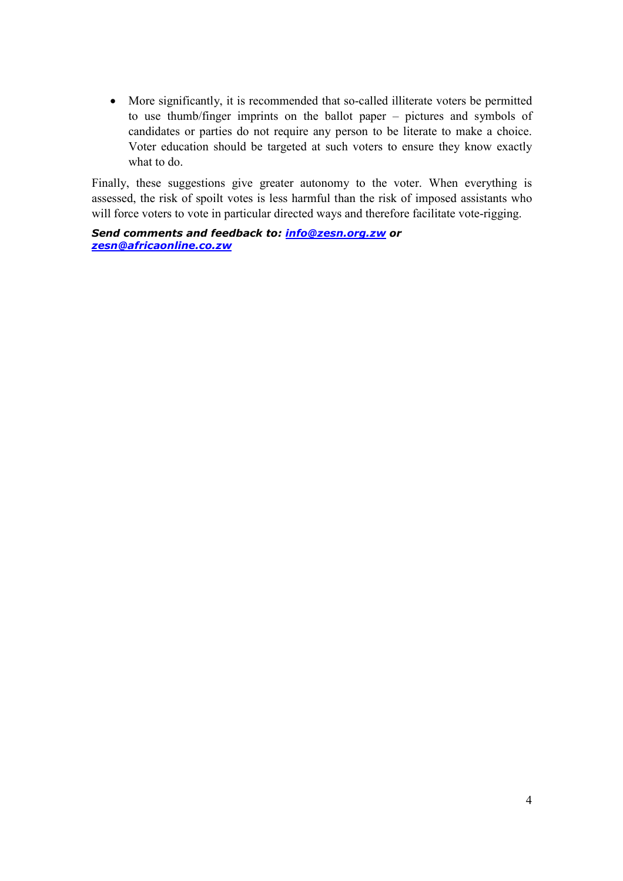- More significantly, it is recommended that so-called illiterate voters be permitted to use thumb/finger imprints on the ballot paper – pictures and symbols of candidates or parties do not require any person to be literate to make a choice. Voter education should be targeted at such voters to ensure they know exactly what to do.

Finally, these suggestions give greater autonomy to the voter. When everything is assessed, the risk of spoilt votes is less harmful than the risk of imposed assistants who will force voters to vote in particular directed ways and therefore facilitate vote-rigging.

***Send comments and feedback to: info@zesn.org.zw or zesn@africaonline.co.zw***